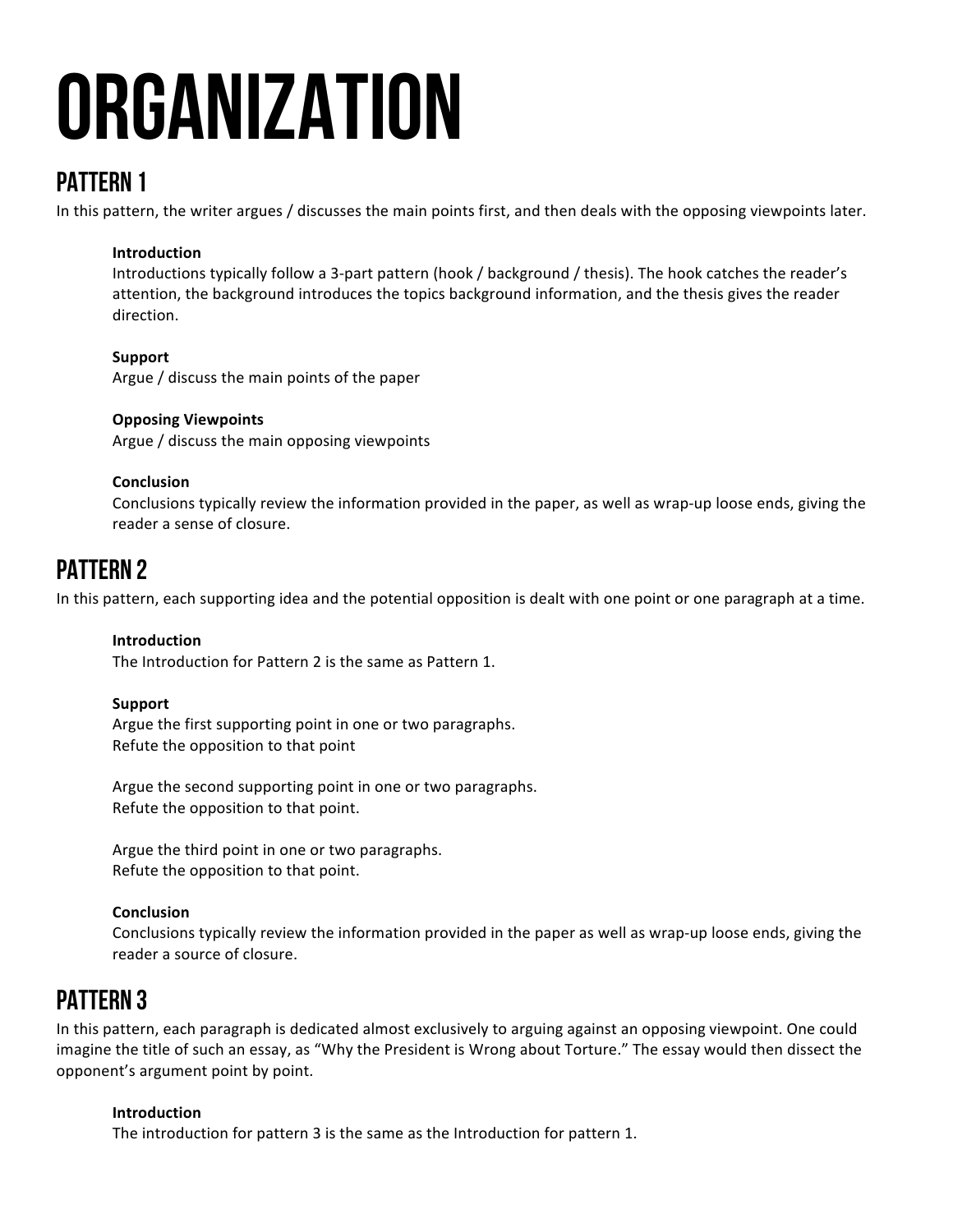# ORGANIZATION

## PATTERN 1

In this pattern, the writer argues / discusses the main points first, and then deals with the opposing viewpoints later.

**Introduction**
Introductions typically follow a 3-part pattern (hook / background / thesis). The hook catches the reader's attention, the background introduces the topics background information, and the thesis gives the reader direction.

**Support**
Argue / discuss the main points of the paper

**Opposing Viewpoints**
Argue / discuss the main opposing viewpoints

**Conclusion**
Conclusions typically review the information provided in the paper, as well as wrap-up loose ends, giving the reader a sense of closure.

## PATTERN 2

In this pattern, each supporting idea and the potential opposition is dealt with one point or one paragraph at a time.

**Introduction**
The Introduction for Pattern 2 is the same as Pattern 1.

**Support**
Argue the first supporting point in one or two paragraphs.
Refute the opposition to that point

Argue the second supporting point in one or two paragraphs.
Refute the opposition to that point.

Argue the third point in one or two paragraphs.
Refute the opposition to that point.

**Conclusion**
Conclusions typically review the information provided in the paper as well as wrap-up loose ends, giving the reader a source of closure.

## PATTERN 3

In this pattern, each paragraph is dedicated almost exclusively to arguing against an opposing viewpoint. One could imagine the title of such an essay, as "Why the President is Wrong about Torture." The essay would then dissect the opponent's argument point by point.

**Introduction**
The introduction for pattern 3 is the same as the Introduction for pattern 1.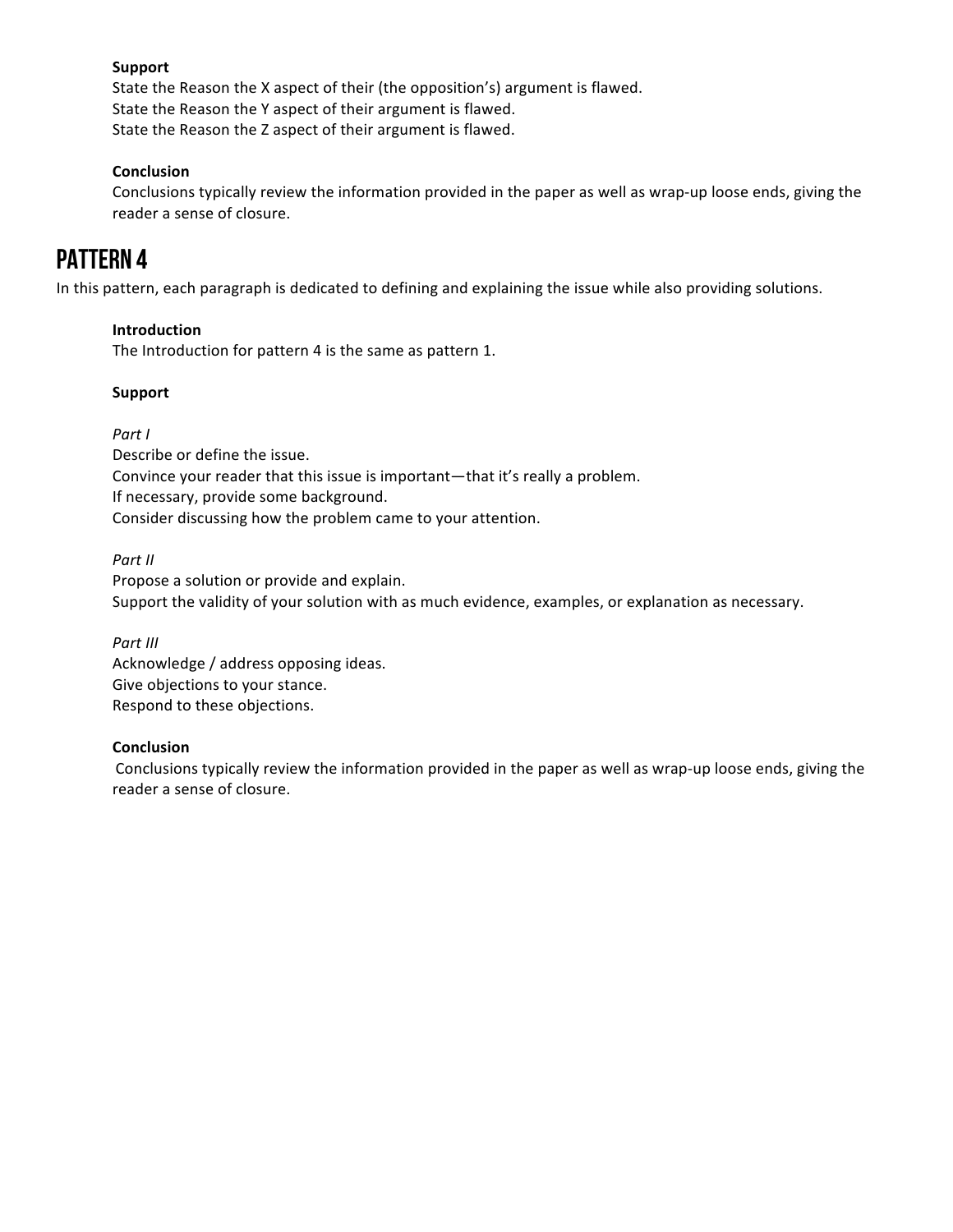**Support**

State the Reason the X aspect of their (the opposition's) argument is flawed.
State the Reason the Y aspect of their argument is flawed.
State the Reason the Z aspect of their argument is flawed.

**Conclusion**

Conclusions typically review the information provided in the paper as well as wrap-up loose ends, giving the reader a sense of closure.

## PATTERN 4

In this pattern, each paragraph is dedicated to defining and explaining the issue while also providing solutions.

**Introduction**

The Introduction for pattern 4 is the same as pattern 1.

**Support**

*Part I*

Describe or define the issue.
Convince your reader that this issue is important—that it's really a problem.
If necessary, provide some background.
Consider discussing how the problem came to your attention.

*Part II*

Propose a solution or provide and explain.
Support the validity of your solution with as much evidence, examples, or explanation as necessary.

*Part III*

Acknowledge / address opposing ideas.
Give objections to your stance.
Respond to these objections.

**Conclusion**

Conclusions typically review the information provided in the paper as well as wrap-up loose ends, giving the reader a sense of closure.